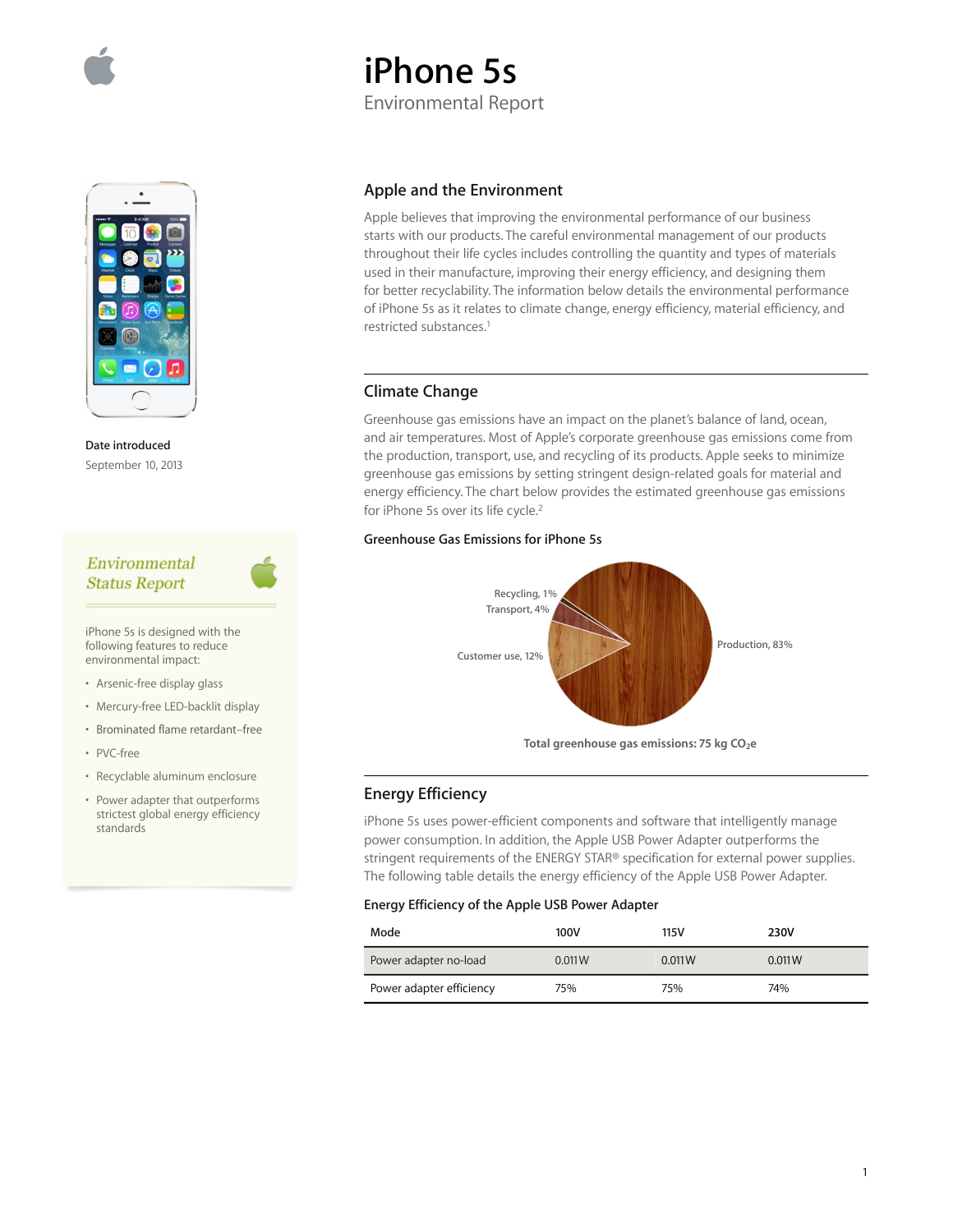# iPhone 5s

Environmental Report

**Date introduced**

September 10, 2013

## *Environmental Status Report*

iPhone 5s is designed with the following features to reduce environmental impact:

- Arsenic-free display glass
- Mercury-free LED-backlit display
- Brominated flame retardant–free
- PVC-free
- Recyclable aluminum enclosure
- Power adapter that outperforms strictest global energy efficiency standards

## Apple and the Environment

Apple believes that improving the environmental performance of our business starts with our products. The careful environmental management of our products throughout their life cycles includes controlling the quantity and types of materials used in their manufacture, improving their energy efficiency, and designing them for better recyclability. The information below details the environmental performance of iPhone 5s as it relates to climate change, energy efficiency, material efficiency, and restricted substances.[1]

## Climate Change

Greenhouse gas emissions have an impact on the planet's balance of land, ocean, and air temperatures. Most of Apple's corporate greenhouse gas emissions come from the production, transport, use, and recycling of its products. Apple seeks to minimize greenhouse gas emissions by setting stringent design-related goals for material and energy efficiency. The chart below provides the estimated greenhouse gas emissions for iPhone 5s over its life cycle.[2]

**Greenhouse Gas Emissions for iPhone 5s**

Recycling, 1%
Transport, 4%
Customer use, 12%
Production, 83%

**Total greenhouse gas emissions: 75 kg $CO_2e$**

## Energy Efficiency

iPhone 5s uses power-efficient components and software that intelligently manage power consumption. In addition, the Apple USB Power Adapter outperforms the stringent requirements of the ENERGY STAR® specification for external power supplies. The following table details the energy efficiency of the Apple USB Power Adapter.

**Energy Efficiency of the Apple USB Power Adapter**

| Mode | 100V | 115V | 230V |
|---|---|---|---|
| Power adapter no-load | 0.011W | 0.011W | 0.011W |
| Power adapter efficiency | 75% | 75% | 74% |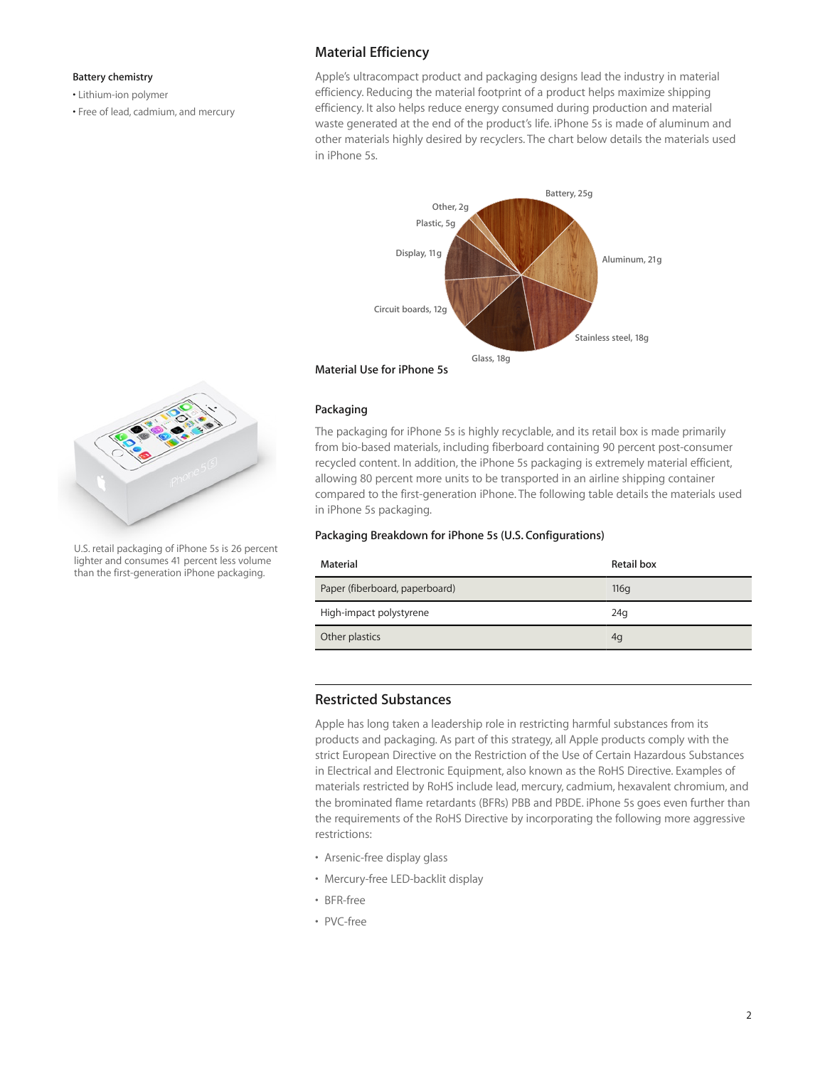**Battery chemistry**

- Lithium-ion polymer
- Free of lead, cadmium, and mercury

## Material Efficiency

Apple's ultracompact product and packaging designs lead the industry in material efficiency. Reducing the material footprint of a product helps maximize shipping efficiency. It also helps reduce energy consumed during production and material waste generated at the end of the product's life. iPhone 5s is made of aluminum and other materials highly desired by recyclers. The chart below details the materials used in iPhone 5s.

Battery, 25g
Aluminum, 21g
Stainless steel, 18g
Glass, 18g
Circuit boards, 12g
Display, 11g
Plastic, 5g
Other, 2g

**Material Use for iPhone 5s**

### Packaging

The packaging for iPhone 5s is highly recyclable, and its retail box is made primarily from bio-based materials, including fiberboard containing 90 percent post-consumer recycled content. In addition, the iPhone 5s packaging is extremely material efficient, allowing 80 percent more units to be transported in an airline shipping container compared to the first-generation iPhone. The following table details the materials used in iPhone 5s packaging.

U.S. retail packaging of iPhone 5s is 26 percent lighter and consumes 41 percent less volume than the first-generation iPhone packaging.

**Packaging Breakdown for iPhone 5s (U.S. Configurations)**

| Material | Retail box |
|---|---|
| Paper (fiberboard, paperboard) | 116g |
| High-impact polystyrene | 24g |
| Other plastics | 4g |

## Restricted Substances

Apple has long taken a leadership role in restricting harmful substances from its products and packaging. As part of this strategy, all Apple products comply with the strict European Directive on the Restriction of the Use of Certain Hazardous Substances in Electrical and Electronic Equipment, also known as the RoHS Directive. Examples of materials restricted by RoHS include lead, mercury, cadmium, hexavalent chromium, and the brominated flame retardants (BFRs) PBB and PBDE. iPhone 5s goes even further than the requirements of the RoHS Directive by incorporating the following more aggressive restrictions:

- Arsenic-free display glass
- Mercury-free LED-backlit display
- BFR-free
- PVC-free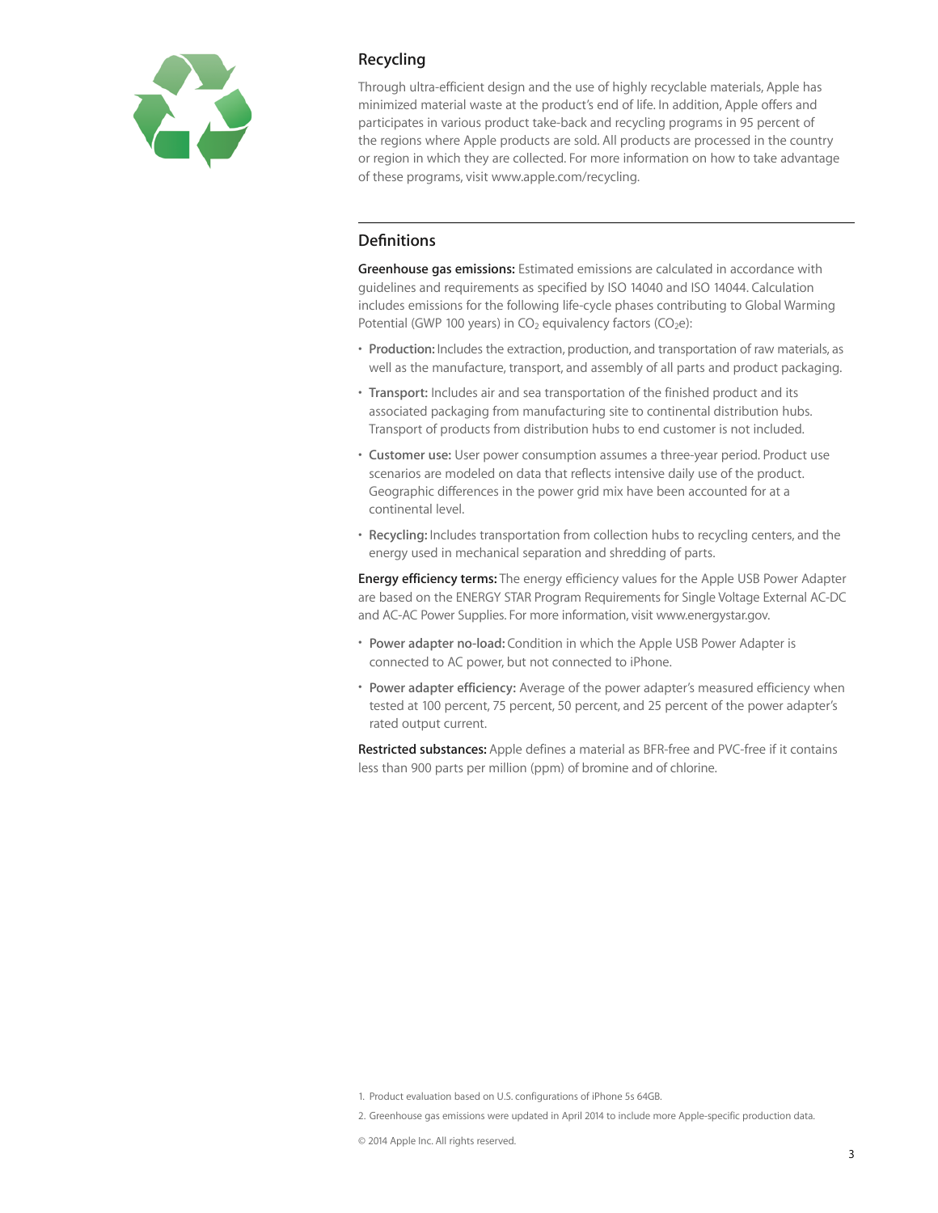## Recycling

Through ultra-efficient design and the use of highly recyclable materials, Apple has minimized material waste at the product's end of life. In addition, Apple offers and participates in various product take-back and recycling programs in 95 percent of the regions where Apple products are sold. All products are processed in the country or region in which they are collected. For more information on how to take advantage of these programs, visit www.apple.com/recycling.

## Definitions

**Greenhouse gas emissions:** Estimated emissions are calculated in accordance with guidelines and requirements as specified by ISO 14040 and ISO 14044. Calculation includes emissions for the following life-cycle phases contributing to Global Warming Potential (GWP 100 years) in $CO_2$ equivalency factors ($CO_2e$):

- **Production:** Includes the extraction, production, and transportation of raw materials, as well as the manufacture, transport, and assembly of all parts and product packaging.
- **Transport:** Includes air and sea transportation of the finished product and its associated packaging from manufacturing site to continental distribution hubs. Transport of products from distribution hubs to end customer is not included.
- **Customer use:** User power consumption assumes a three-year period. Product use scenarios are modeled on data that reflects intensive daily use of the product. Geographic differences in the power grid mix have been accounted for at a continental level.
- **Recycling:** Includes transportation from collection hubs to recycling centers, and the energy used in mechanical separation and shredding of parts.

**Energy efficiency terms:** The energy efficiency values for the Apple USB Power Adapter are based on the ENERGY STAR Program Requirements for Single Voltage External AC-DC and AC-AC Power Supplies. For more information, visit www.energystar.gov.

- **Power adapter no-load:** Condition in which the Apple USB Power Adapter is connected to AC power, but not connected to iPhone.
- **Power adapter efficiency:** Average of the power adapter's measured efficiency when tested at 100 percent, 75 percent, 50 percent, and 25 percent of the power adapter's rated output current.

**Restricted substances:** Apple defines a material as BFR-free and PVC-free if it contains less than 900 parts per million (ppm) of bromine and of chlorine.

1. Product evaluation based on U.S. configurations of iPhone 5s 64GB.
2. Greenhouse gas emissions were updated in April 2014 to include more Apple-specific production data.

© 2014 Apple Inc. All rights reserved.